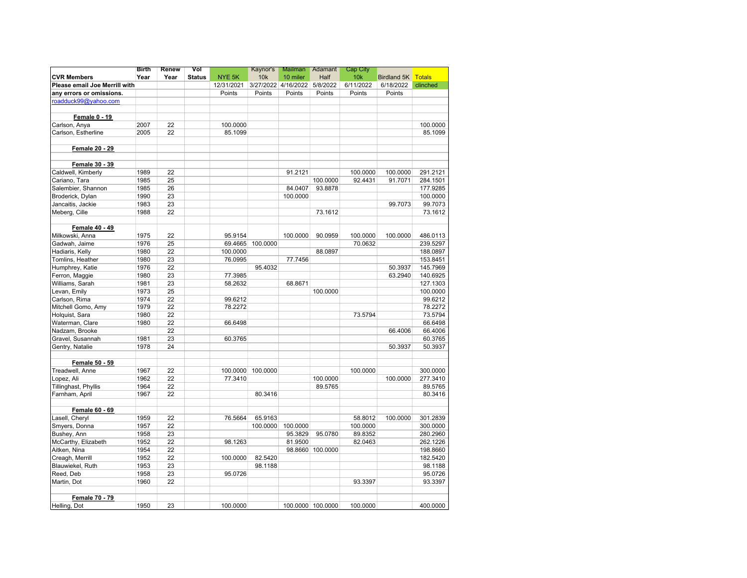| CVR Members | Birth Year | Renew Year | Vol Status | NYE 5K | Kaynor's 10k | Mailman 10 miler | Adamant Half | Cap City 10k | Birdland 5K | Totals |
|---|---|---|---|---|---|---|---|---|---|---|
| Please email Joe Merrill with | | | | 12/31/2021 | 3/27/2022 | 4/16/2022 | 5/8/2022 | 6/11/2022 | 6/18/2022 | clinched |
| any errors or omissions. | | | | Points | Points | Points | Points | Points | Points | |
| roadduck99@yahoo.com | | | | | | | | | | |
| | | | | | | | | | | |
| **Female 0 - 19** | | | | | | | | | | |
| Carlson, Anya | 2007 | 22 | | 100.0000 | | | | | | 100.0000 |
| Carlson, Estherline | 2005 | 22 | | 85.1099 | | | | | | 85.1099 |
| | | | | | | | | | | |
| **Female 20 - 29** | | | | | | | | | | |
| | | | | | | | | | | |
| **Female 30 - 39** | | | | | | | | | | |
| Caldwell, Kimberly | 1989 | 22 | | | | 91.2121 | | 100.0000 | 100.0000 | 291.2121 |
| Cariano, Tara | 1985 | 25 | | | | | 100.0000 | 92.4431 | 91.7071 | 284.1501 |
| Salembier, Shannon | 1985 | 26 | | | | 84.0407 | 93.8878 | | | 177.9285 |
| Broderick, Dylan | 1990 | 23 | | | | 100.0000 | | | | 100.0000 |
| Jancaitis, Jackie | 1983 | 23 | | | | | | | 99.7073 | 99.7073 |
| Meberg, Cille | 1988 | 22 | | | | | 73.1612 | | | 73.1612 |
| | | | | | | | | | | |
| **Female 40 - 49** | | | | | | | | | | |
| Milkowski, Anna | 1975 | 22 | | 95.9154 | | 100.0000 | 90.0959 | 100.0000 | 100.0000 | 486.0113 |
| Gadwah, Jaime | 1976 | 25 | | 69.4665 | 100.0000 | | | 70.0632 | | 239.5297 |
| Hadiaris, Kelly | 1980 | 22 | | 100.0000 | | | 88.0897 | | | 188.0897 |
| Tomlins, Heather | 1980 | 23 | | 76.0995 | | 77.7456 | | | | 153.8451 |
| Humphrey, Katie | 1976 | 22 | | | 95.4032 | | | | 50.3937 | 145.7969 |
| Ferron, Maggie | 1980 | 23 | | 77.3985 | | | | | 63.2940 | 140.6925 |
| Williams, Sarah | 1981 | 23 | | 58.2632 | | 68.8671 | | | | 127.1303 |
| Levan, Emily | 1973 | 25 | | | | | 100.0000 | | | 100.0000 |
| Carlson, Rima | 1974 | 22 | | 99.6212 | | | | | | 99.6212 |
| Mitchell Gomo, Amy | 1979 | 22 | | 78.2272 | | | | | | 78.2272 |
| Holquist, Sara | 1980 | 22 | | | | | | 73.5794 | | 73.5794 |
| Waterman, Clare | 1980 | 22 | | 66.6498 | | | | | | 66.6498 |
| Nadzam, Brooke | | 22 | | | | | | | 66.4006 | 66.4006 |
| Gravel, Susannah | 1981 | 23 | | 60.3765 | | | | | | 60.3765 |
| Gentry, Natalie | 1978 | 24 | | | | | | | 50.3937 | 50.3937 |
| | | | | | | | | | | |
| **Female 50 - 59** | | | | | | | | | | |
| Treadwell, Anne | 1967 | 22 | | 100.0000 | 100.0000 | | | 100.0000 | | 300.0000 |
| Lopez, Ali | 1962 | 22 | | 77.3410 | | | 100.0000 | | 100.0000 | 277.3410 |
| Tillinghast, Phyllis | 1964 | 22 | | | | | 89.5765 | | | 89.5765 |
| Farnham, April | 1967 | 22 | | | 80.3416 | | | | | 80.3416 |
| | | | | | | | | | | |
| **Female 60 - 69** | | | | | | | | | | |
| Lasell, Cheryl | 1959 | 22 | | 76.5664 | 65.9163 | | | 58.8012 | 100.0000 | 301.2839 |
| Smyers, Donna | 1957 | 22 | | | 100.0000 | 100.0000 | | 100.0000 | | 300.0000 |
| Bushey, Ann | 1958 | 23 | | | | 95.3829 | 95.0780 | 89.8352 | | 280.2960 |
| McCarthy, Elizabeth | 1952 | 22 | | 98.1263 | | 81.9500 | | 82.0463 | | 262.1226 |
| Aitken, Nina | 1954 | 22 | | | | 98.8660 | 100.0000 | | | 198.8660 |
| Creagh, Merrill | 1952 | 22 | | 100.0000 | 82.5420 | | | | | 182.5420 |
| Blauwiekel, Ruth | 1953 | 23 | | | 98.1188 | | | | | 98.1188 |
| Reed, Deb | 1958 | 23 | | 95.0726 | | | | | | 95.0726 |
| Martin, Dot | 1960 | 22 | | | | | | 93.3397 | | 93.3397 |
| | | | | | | | | | | |
| **Female 70 - 79** | | | | | | | | | | |
| Helling, Dot | 1950 | 23 | | 100.0000 | | 100.0000 | 100.0000 | 100.0000 | | 400.0000 |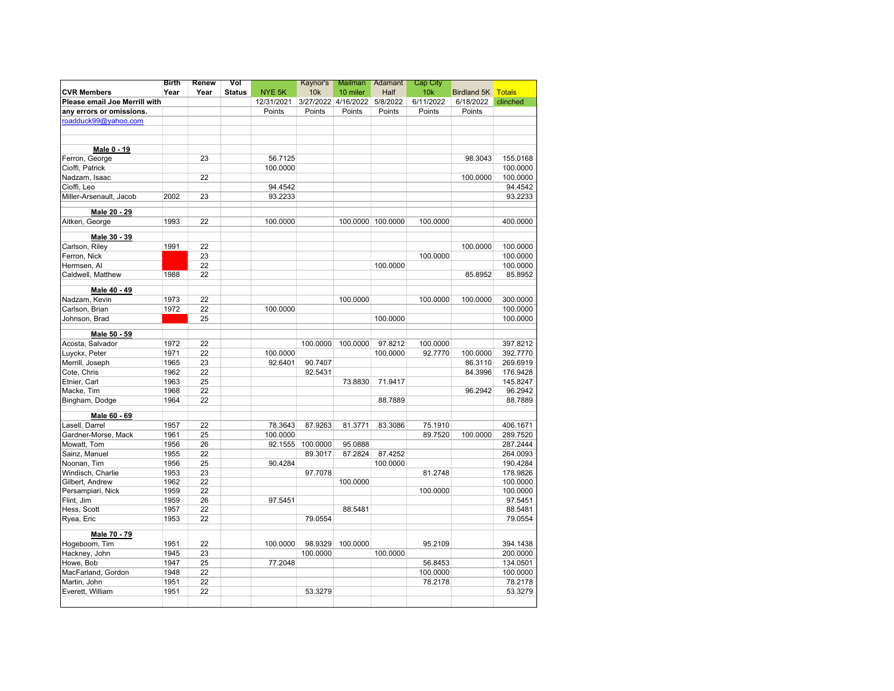| CVR Members | Birth Year | Renew Year | Vol Status | NYE 5K | Kaynor's 10k | Mailman 10 miler | Adamant Half | Cap City 10k | Birdland 5K | Totals |
|---|---|---|---|---|---|---|---|---|---|---|
| **Please email Joe Merrill with** | | | | 12/31/2021 | 3/27/2022 | 4/16/2022 | 5/8/2022 | 6/11/2022 | 6/18/2022 | clinched |
| **any errors or omissions.** | | | | Points | Points | Points | Points | Points | Points | |
| roadduck99@yahoo.com | | | | | | | | | | |
| | | | | | | | | | | |
| **Male 0 - 19** | | | | | | | | | | |
| Ferron, George | | 23 | | 56.7125 | | | | | 98.3043 | 155.0168 |
| Cioffi, Patrick | | | | 100.0000 | | | | | | 100.0000 |
| Nadzam, Isaac | | 22 | | | | | | | 100.0000 | 100.0000 |
| Cioffi, Leo | | | | 94.4542 | | | | | | 94.4542 |
| Miller-Arsenault, Jacob | 2002 | 23 | | 93.2233 | | | | | | 93.2233 |
| **Male 20 - 29** | | | | | | | | | | |
| Aitken, George | 1993 | 22 | | 100.0000 | | 100.0000 | 100.0000 | 100.0000 | | 400.0000 |
| **Male 30 - 39** | | | | | | | | | | |
| Carlson, Riley | 1991 | 22 | | | | | | | 100.0000 | 100.0000 |
| Ferron, Nick | | 23 | | | | | | 100.0000 | | 100.0000 |
| Hermsen, Al | | 22 | | | | | 100.0000 | | | 100.0000 |
| Caldwell, Matthew | 1988 | 22 | | | | | | | 85.8952 | 85.8952 |
| **Male 40 - 49** | | | | | | | | | | |
| Nadzam, Kevin | 1973 | 22 | | | | 100.0000 | | 100.0000 | 100.0000 | 300.0000 |
| Carlson, Brian | 1972 | 22 | | 100.0000 | | | | | | 100.0000 |
| Johnson, Brad | | 25 | | | | | 100.0000 | | | 100.0000 |
| **Male 50 - 59** | | | | | | | | | | |
| Acosta, Salvador | 1972 | 22 | | | 100.0000 | 100.0000 | 97.8212 | 100.0000 | | 397.8212 |
| Luyckx, Peter | 1971 | 22 | | 100.0000 | | | 100.0000 | 92.7770 | 100.0000 | 392.7770 |
| Merrill, Joseph | 1965 | 23 | | 92.6401 | 90.7407 | | | | 86.3110 | 269.6919 |
| Cote, Chris | 1962 | 22 | | | 92.5431 | | | | 84.3996 | 176.9428 |
| Etnier, Carl | 1963 | 25 | | | | 73.8830 | 71.9417 | | | 145.8247 |
| Macke, Tim | 1968 | 22 | | | | | | | 96.2942 | 96.2942 |
| Bingham, Dodge | 1964 | 22 | | | | | 88.7889 | | | 88.7889 |
| **Male 60 - 69** | | | | | | | | | | |
| Lasell, Darrel | 1957 | 22 | | 78.3643 | 87.9263 | 81.3771 | 83.3086 | 75.1910 | | 406.1671 |
| Gardner-Morse, Mack | 1961 | 25 | | 100.0000 | | | | 89.7520 | 100.0000 | 289.7520 |
| Mowatt, Tom | 1956 | 26 | | 92.1555 | 100.0000 | 95.0888 | | | | 287.2444 |
| Sainz, Manuel | 1955 | 22 | | | 89.3017 | 87.2824 | 87.4252 | | | 264.0093 |
| Noonan, Tim | 1956 | 25 | | 90.4284 | | | 100.0000 | | | 190.4284 |
| Windisch, Charlie | 1953 | 23 | | | 97.7078 | | | 81.2748 | | 178.9826 |
| Gilbert, Andrew | 1962 | 22 | | | | 100.0000 | | | | 100.0000 |
| Persampiari, Nick | 1959 | 22 | | | | | | 100.0000 | | 100.0000 |
| Flint, Jim | 1959 | 26 | | 97.5451 | | | | | | 97.5451 |
| Hess, Scott | 1957 | 22 | | | | 88.5481 | | | | 88.5481 |
| Ryea, Eric | 1953 | 22 | | | 79.0554 | | | | | 79.0554 |
| **Male 70 - 79** | | | | | | | | | | |
| Hogeboom, Tim | 1951 | 22 | | 100.0000 | 98.9329 | 100.0000 | | 95.2109 | | 394.1438 |
| Hackney, John | 1945 | 23 | | | 100.0000 | | 100.0000 | | | 200.0000 |
| Howe, Bob | 1947 | 25 | | 77.2048 | | | | 56.8453 | | 134.0501 |
| MacFarland, Gordon | 1948 | 22 | | | | | | 100.0000 | | 100.0000 |
| Martin, John | 1951 | 22 | | | | | | 78.2178 | | 78.2178 |
| Everett, William | 1951 | 22 | | | 53.3279 | | | | | 53.3279 |